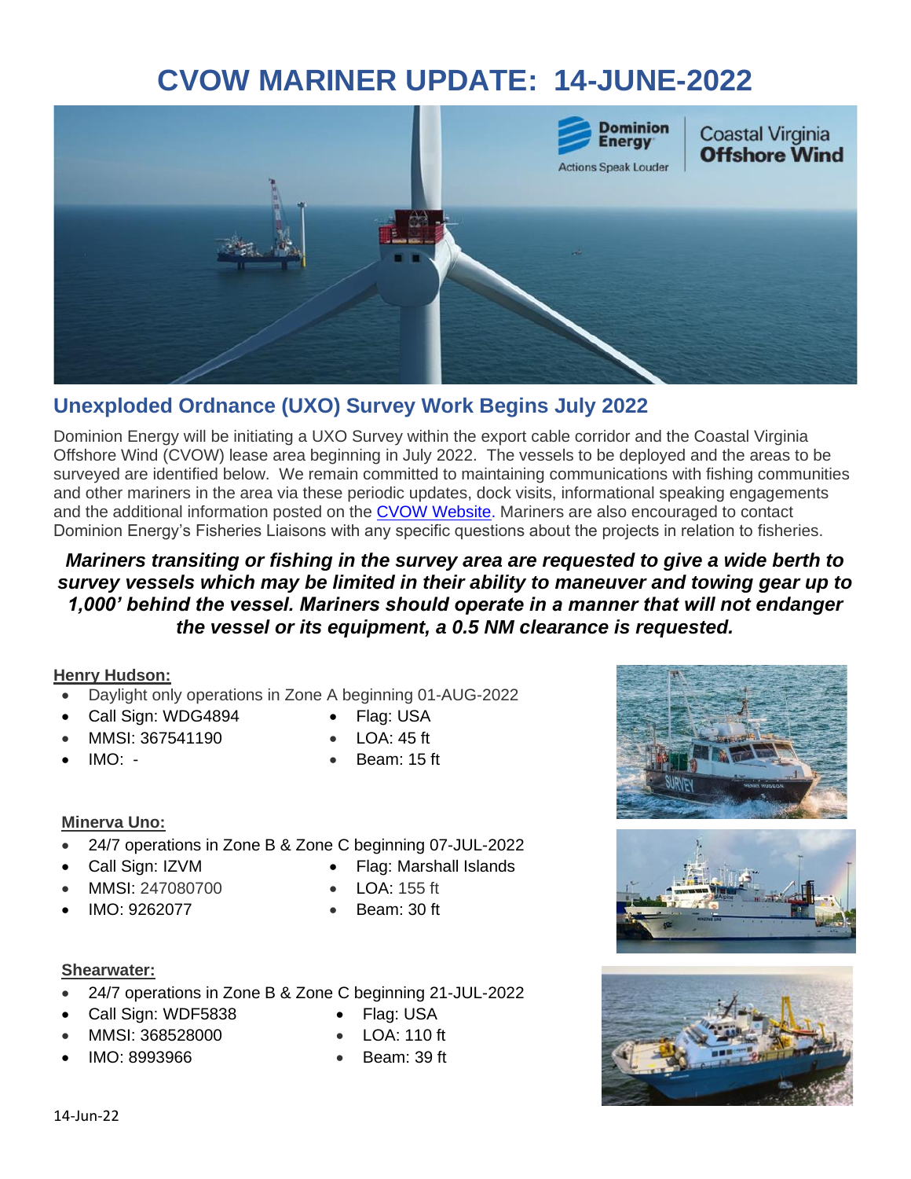# CVOW MARINER UPDATE: 14-JUNE-2022

## Unexploded Ordnance (UXO) Survey Work Begins July 2022

Dominion Energy will be initiating a UXO Survey within the export cable corridor and the Coastal Virginia Offshore Wind (CVOW) lease area beginning in July 2022. The vessels to be deployed and the areas to be surveyed are identified below. We remain committed to maintaining communications with fishing communities and other mariners in the area via these periodic updates, dock visits, informational speaking engagements and the additional information posted on the [CVOW Website](). Mariners are also encouraged to contact Dominion Energy's Fisheries Liaisons with any specific questions about the projects in relation to fisheries.

***Mariners transiting or fishing in the survey area are requested to give a wide berth to survey vessels which may be limited in their ability to maneuver and towing gear up to 1,000' behind the vessel. Mariners should operate in a manner that will not endanger the vessel or its equipment, a 0.5 NM clearance is requested.***

**Henry Hudson:**

- Daylight only operations in Zone A beginning 01-AUG-2022
- Call Sign: WDG4894
- MMSI: 367541190
- IMO: -
- Flag: USA
- LOA: 45 ft
- Beam: 15 ft

**Minerva Uno:**

- 24/7 operations in Zone B & Zone C beginning 07-JUL-2022
- Call Sign: IZVM
- MMSI: 247080700
- IMO: 9262077
- Flag: Marshall Islands
- LOA: 155 ft
- Beam: 30 ft

**Shearwater:**

- 24/7 operations in Zone B & Zone C beginning 21-JUL-2022
- Call Sign: WDF5838
- MMSI: 368528000
- IMO: 8993966
- Flag: USA
- LOA: 110 ft
- Beam: 39 ft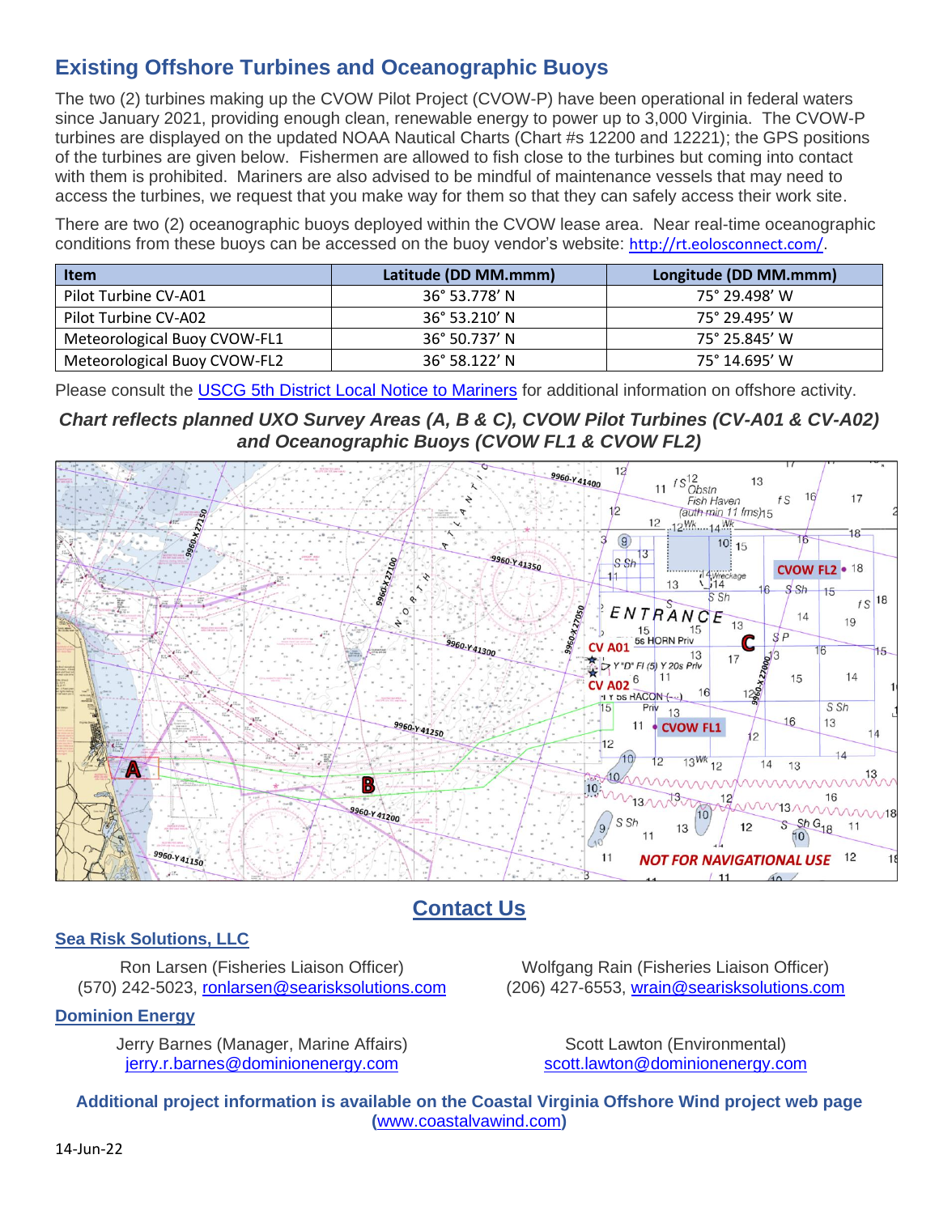## Existing Offshore Turbines and Oceanographic Buoys

The two (2) turbines making up the CVOW Pilot Project (CVOW-P) have been operational in federal waters since January 2021, providing enough clean, renewable energy to power up to 3,000 Virginia. The CVOW-P turbines are displayed on the updated NOAA Nautical Charts (Chart #s 12200 and 12221); the GPS positions of the turbines are given below. Fishermen are allowed to fish close to the turbines but coming into contact with them is prohibited. Mariners are also advised to be mindful of maintenance vessels that may need to access the turbines, we request that you make way for them so that they can safely access their work site.

There are two (2) oceanographic buoys deployed within the CVOW lease area. Near real-time oceanographic conditions from these buoys can be accessed on the buoy vendor's website: http://rt.eolosconnect.com/.

| Item | Latitude (DD MM.mmm) | Longitude (DD MM.mmm) |
|---|---|---|
| Pilot Turbine CV-A01 | 36° 53.778' N | 75° 29.498' W |
| Pilot Turbine CV-A02 | 36° 53.210' N | 75° 29.495' W |
| Meteorological Buoy CVOW-FL1 | 36° 50.737' N | 75° 25.845' W |
| Meteorological Buoy CVOW-FL2 | 36° 58.122' N | 75° 14.695' W |

Please consult the USCG 5th District Local Notice to Mariners for additional information on offshore activity.

***Chart reflects planned UXO Survey Areas (A, B & C), CVOW Pilot Turbines (CV-A01 & CV-A02) and Oceanographic Buoys (CVOW FL1 & CVOW FL2)***

A
B
C
CV A01
CV A02
CVOW FL1
CVOW FL2
ENTRANCE
NORTH ATLANTIC
NOT FOR NAVIGATIONAL USE

## Contact Us

### Sea Risk Solutions, LLC

Ron Larsen (Fisheries Liaison Officer)
(570) 242-5023, ronlarsen@searisksolutions.com

Wolfgang Rain (Fisheries Liaison Officer)
(206) 427-6553, wrain@searisksolutions.com

### Dominion Energy

Jerry Barnes (Manager, Marine Affairs)
jerry.r.barnes@dominionenergy.com

Scott Lawton (Environmental)
scott.lawton@dominionenergy.com

**Additional project information is available on the Coastal Virginia Offshore Wind project web page (www.coastalvawind.com)**

14-Jun-22